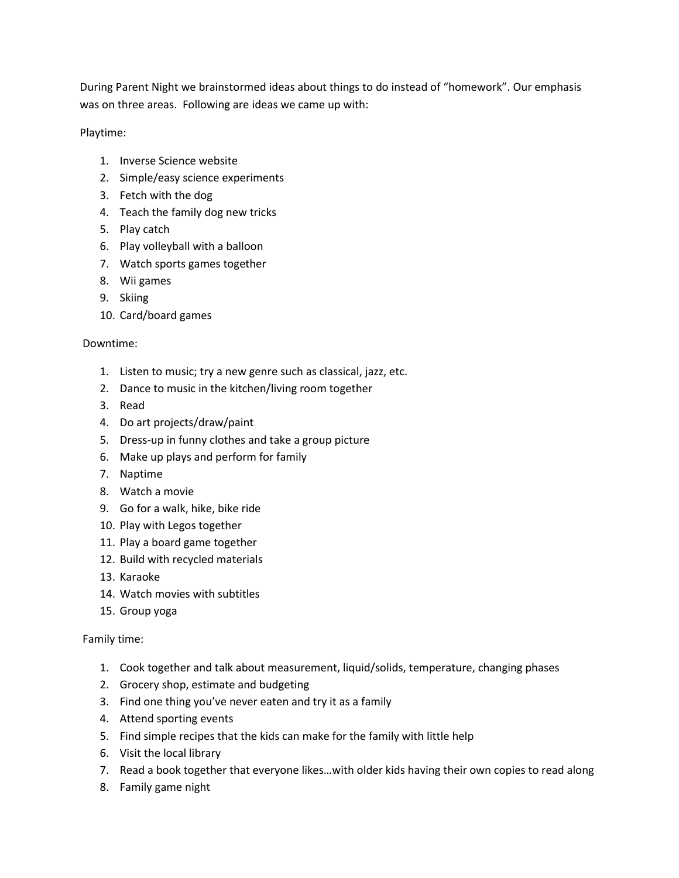During Parent Night we brainstormed ideas about things to do instead of "homework". Our emphasis was on three areas. Following are ideas we came up with:

Playtime:

1. Inverse Science website
2. Simple/easy science experiments
3. Fetch with the dog
4. Teach the family dog new tricks
5. Play catch
6. Play volleyball with a balloon
7. Watch sports games together
8. Wii games
9. Skiing
10. Card/board games

Downtime:

1. Listen to music; try a new genre such as classical, jazz, etc.
2. Dance to music in the kitchen/living room together
3. Read
4. Do art projects/draw/paint
5. Dress-up in funny clothes and take a group picture
6. Make up plays and perform for family
7. Naptime
8. Watch a movie
9. Go for a walk, hike, bike ride
10. Play with Legos together
11. Play a board game together
12. Build with recycled materials
13. Karaoke
14. Watch movies with subtitles
15. Group yoga

Family time:

1. Cook together and talk about measurement, liquid/solids, temperature, changing phases
2. Grocery shop, estimate and budgeting
3. Find one thing you've never eaten and try it as a family
4. Attend sporting events
5. Find simple recipes that the kids can make for the family with little help
6. Visit the local library
7. Read a book together that everyone likes…with older kids having their own copies to read along
8. Family game night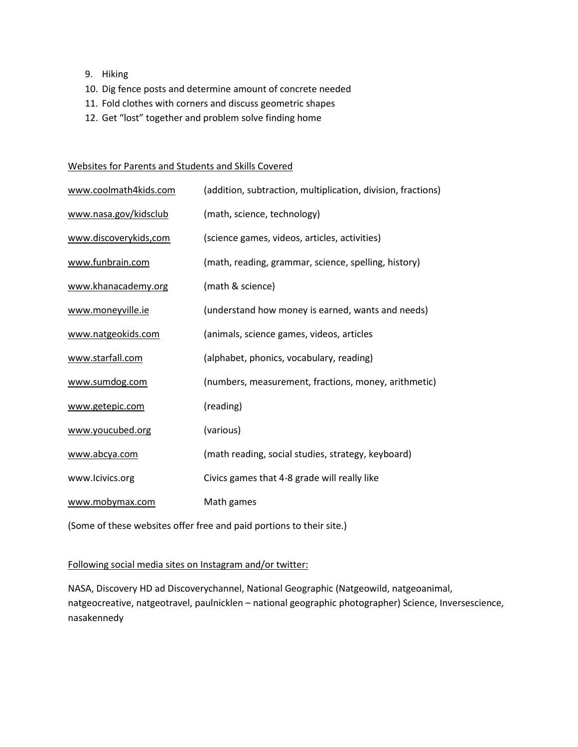9. Hiking
10. Dig fence posts and determine amount of concrete needed
11. Fold clothes with corners and discuss geometric shapes
12. Get "lost" together and problem solve finding home

Websites for Parents and Students and Skills Covered

| | |
|---|---|
| www.coolmath4kids.com | (addition, subtraction, multiplication, division, fractions) |
| www.nasa.gov/kidsclub | (math, science, technology) |
| www.discoverykids,com | (science games, videos, articles, activities) |
| www.funbrain.com | (math, reading, grammar, science, spelling, history) |
| www.khanacademy.org | (math & science) |
| www.moneyville.ie | (understand how money is earned, wants and needs) |
| www.natgeokids.com | (animals, science games, videos, articles |
| www.starfall.com | (alphabet, phonics, vocabulary, reading) |
| www.sumdog.com | (numbers, measurement, fractions, money, arithmetic) |
| www.getepic.com | (reading) |
| www.youcubed.org | (various) |
| www.abcya.com | (math reading, social studies, strategy, keyboard) |
| www.Icivics.org | Civics games that 4-8 grade will really like |
| www.mobymax.com | Math games |

(Some of these websites offer free and paid portions to their site.)

Following social media sites on Instagram and/or twitter:

NASA, Discovery HD ad Discoverychannel, National Geographic (Natgeowild, natgeoanimal, natgeocreative, natgeotravel, paulnicklen – national geographic photographer) Science, Inversescience, nasakennedy